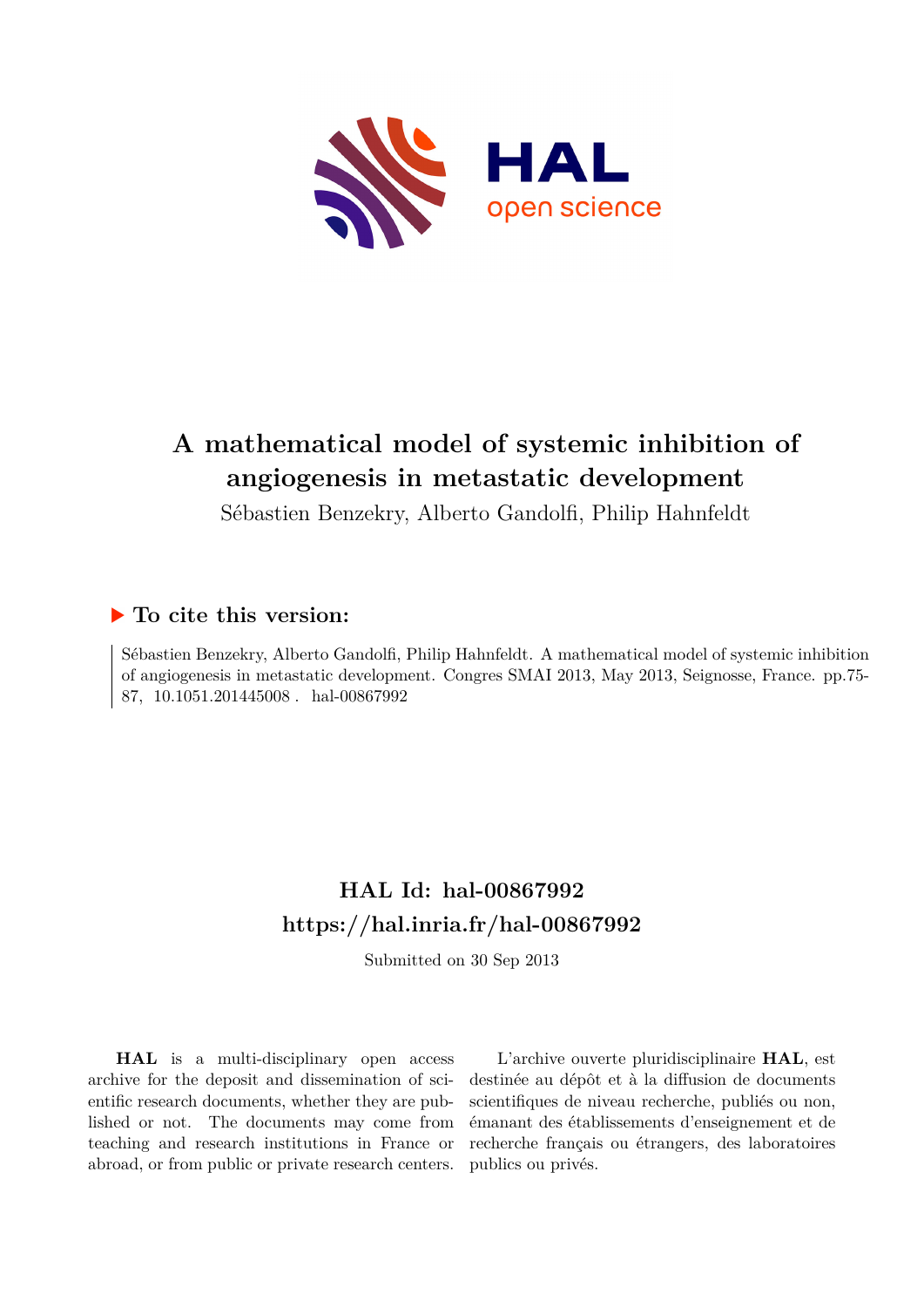# A mathematical model of systemic inhibition of angiogenesis in metastatic development

Sébastien Benzekry, Alberto Gandolfi, Philip Hahnfeldt

## ▶ To cite this version:

Sébastien Benzekry, Alberto Gandolfi, Philip Hahnfeldt. A mathematical model of systemic inhibition of angiogenesis in metastatic development. Congres SMAI 2013, May 2013, Seignosse, France. pp.75-87, 10.1051.201445008 . hal-00867992

## HAL Id: hal-00867992

## https://hal.inria.fr/hal-00867992

Submitted on 30 Sep 2013

**HAL** is a multi-disciplinary open access archive for the deposit and dissemination of scientific research documents, whether they are published or not. The documents may come from teaching and research institutions in France or abroad, or from public or private research centers.

L'archive ouverte pluridisciplinaire **HAL**, est destinée au dépôt et à la diffusion de documents scientifiques de niveau recherche, publiés ou non, émanant des établissements d'enseignement et de recherche français ou étrangers, des laboratoires publics ou privés.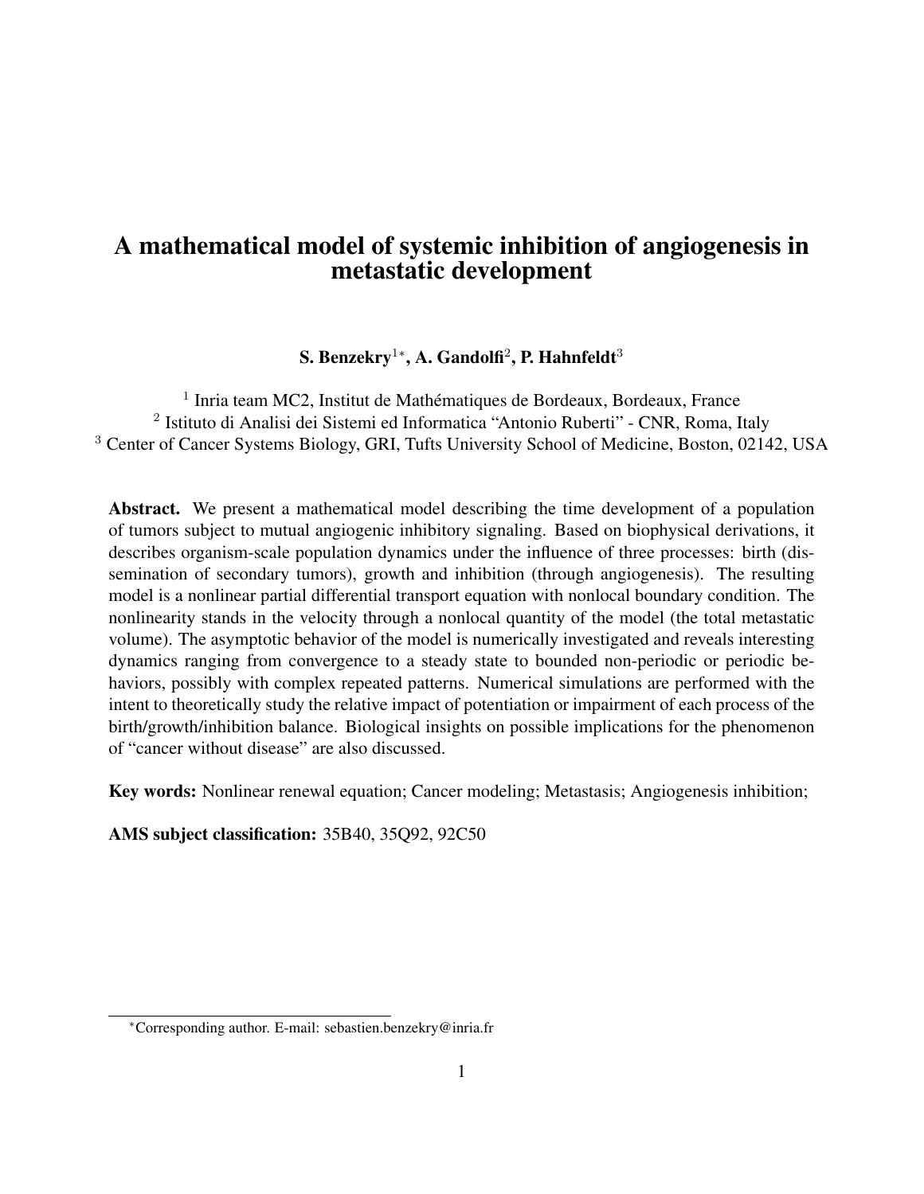# A mathematical model of systemic inhibition of angiogenesis in metastatic development

**S. Benzekry[1*], A. Gandolfi[2], P. Hahnfeldt[3]**

[1] Inria team MC2, Institut de Mathématiques de Bordeaux, Bordeaux, France
[2] Istituto di Analisi dei Sistemi ed Informatica "Antonio Ruberti" - CNR, Roma, Italy
[3] Center of Cancer Systems Biology, GRI, Tufts University School of Medicine, Boston, 02142, USA

**Abstract.** We present a mathematical model describing the time development of a population of tumors subject to mutual angiogenic inhibitory signaling. Based on biophysical derivations, it describes organism-scale population dynamics under the influence of three processes: birth (dissemination of secondary tumors), growth and inhibition (through angiogenesis). The resulting model is a nonlinear partial differential transport equation with nonlocal boundary condition. The nonlinearity stands in the velocity through a nonlocal quantity of the model (the total metastatic volume). The asymptotic behavior of the model is numerically investigated and reveals interesting dynamics ranging from convergence to a steady state to bounded non-periodic or periodic behaviors, possibly with complex repeated patterns. Numerical simulations are performed with the intent to theoretically study the relative impact of potentiation or impairment of each process of the birth/growth/inhibition balance. Biological insights on possible implications for the phenomenon of "cancer without disease" are also discussed.

**Key words:** Nonlinear renewal equation; Cancer modeling; Metastasis; Angiogenesis inhibition;

**AMS subject classification:** 35B40, 35Q92, 92C50

[*] Corresponding author. E-mail: sebastien.benzekry@inria.fr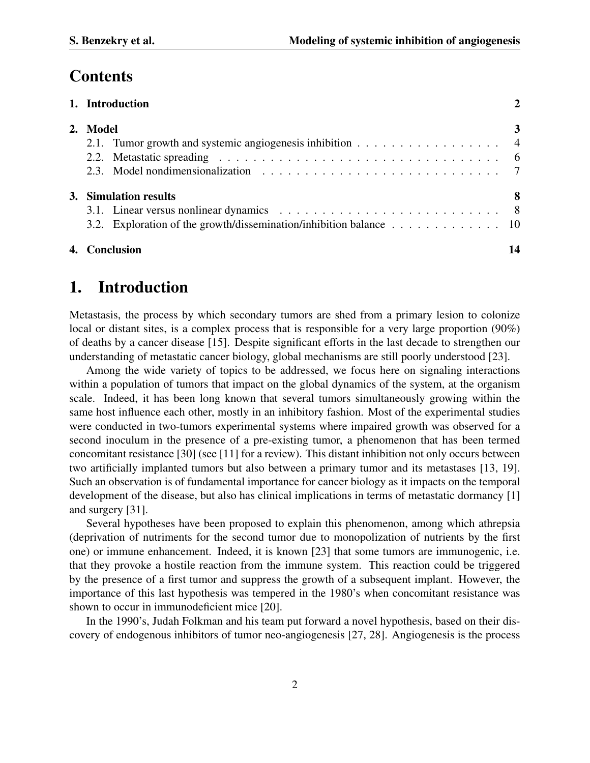# Contents

| | |
|---|---|
| **1. Introduction** | **2** |
| **2. Model** | **3** |
| 2.1. Tumor growth and systemic angiogenesis inhibition | 4 |
| 2.2. Metastatic spreading | 6 |
| 2.3. Model nondimensionalization | 7 |
| **3. Simulation results** | **8** |
| 3.1. Linear versus nonlinear dynamics | 8 |
| 3.2. Exploration of the growth/dissemination/inhibition balance | 10 |
| **4. Conclusion** | **14** |

# 1. Introduction

Metastasis, the process by which secondary tumors are shed from a primary lesion to colonize local or distant sites, is a complex process that is responsible for a very large proportion (90%) of deaths by a cancer disease [15]. Despite significant efforts in the last decade to strengthen our understanding of metastatic cancer biology, global mechanisms are still poorly understood [23].

Among the wide variety of topics to be addressed, we focus here on signaling interactions within a population of tumors that impact on the global dynamics of the system, at the organism scale. Indeed, it has been long known that several tumors simultaneously growing within the same host influence each other, mostly in an inhibitory fashion. Most of the experimental studies were conducted in two-tumors experimental systems where impaired growth was observed for a second inoculum in the presence of a pre-existing tumor, a phenomenon that has been termed concomitant resistance [30] (see [11] for a review). This distant inhibition not only occurs between two artificially implanted tumors but also between a primary tumor and its metastases [13, 19]. Such an observation is of fundamental importance for cancer biology as it impacts on the temporal development of the disease, but also has clinical implications in terms of metastatic dormancy [1] and surgery [31].

Several hypotheses have been proposed to explain this phenomenon, among which athrepsia (deprivation of nutriments for the second tumor due to monopolization of nutrients by the first one) or immune enhancement. Indeed, it is known [23] that some tumors are immunogenic, i.e. that they provoke a hostile reaction from the immune system. This reaction could be triggered by the presence of a first tumor and suppress the growth of a subsequent implant. However, the importance of this last hypothesis was tempered in the 1980's when concomitant resistance was shown to occur in immunodeficient mice [20].

In the 1990's, Judah Folkman and his team put forward a novel hypothesis, based on their discovery of endogenous inhibitors of tumor neo-angiogenesis [27, 28]. Angiogenesis is the process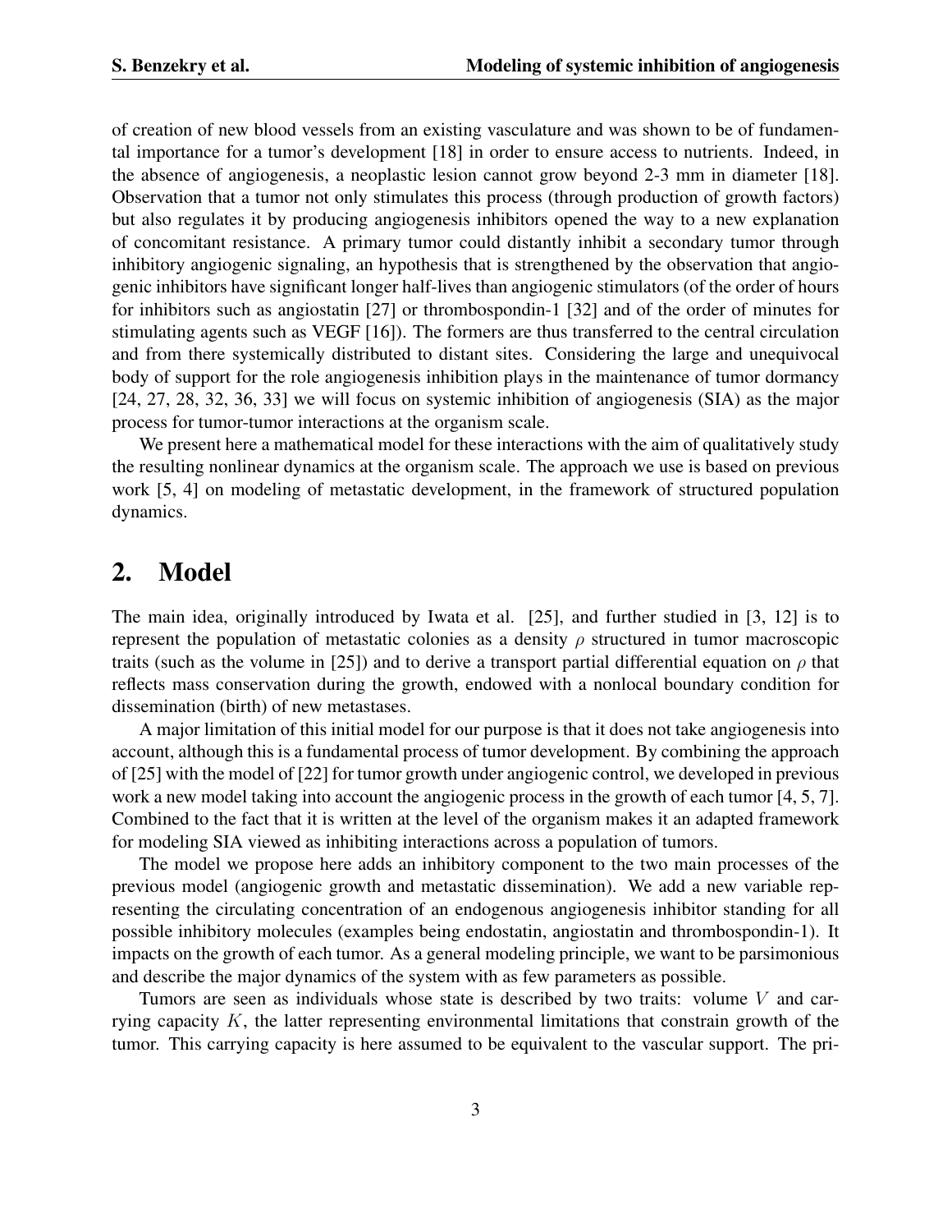of creation of new blood vessels from an existing vasculature and was shown to be of fundamental importance for a tumor's development [18] in order to ensure access to nutrients. Indeed, in the absence of angiogenesis, a neoplastic lesion cannot grow beyond 2-3 mm in diameter [18]. Observation that a tumor not only stimulates this process (through production of growth factors) but also regulates it by producing angiogenesis inhibitors opened the way to a new explanation of concomitant resistance. A primary tumor could distantly inhibit a secondary tumor through inhibitory angiogenic signaling, an hypothesis that is strengthened by the observation that angiogenic inhibitors have significant longer half-lives than angiogenic stimulators (of the order of hours for inhibitors such as angiostatin [27] or thrombospondin-1 [32] and of the order of minutes for stimulating agents such as VEGF [16]). The formers are thus transferred to the central circulation and from there systemically distributed to distant sites. Considering the large and unequivocal body of support for the role angiogenesis inhibition plays in the maintenance of tumor dormancy [24, 27, 28, 32, 36, 33] we will focus on systemic inhibition of angiogenesis (SIA) as the major process for tumor-tumor interactions at the organism scale.

We present here a mathematical model for these interactions with the aim of qualitatively study the resulting nonlinear dynamics at the organism scale. The approach we use is based on previous work [5, 4] on modeling of metastatic development, in the framework of structured population dynamics.

## 2. Model

The main idea, originally introduced by Iwata et al. [25], and further studied in [3, 12] is to represent the population of metastatic colonies as a density $\rho$ structured in tumor macroscopic traits (such as the volume in [25]) and to derive a transport partial differential equation on $\rho$ that reflects mass conservation during the growth, endowed with a nonlocal boundary condition for dissemination (birth) of new metastases.

A major limitation of this initial model for our purpose is that it does not take angiogenesis into account, although this is a fundamental process of tumor development. By combining the approach of [25] with the model of [22] for tumor growth under angiogenic control, we developed in previous work a new model taking into account the angiogenic process in the growth of each tumor [4, 5, 7]. Combined to the fact that it is written at the level of the organism makes it an adapted framework for modeling SIA viewed as inhibiting interactions across a population of tumors.

The model we propose here adds an inhibitory component to the two main processes of the previous model (angiogenic growth and metastatic dissemination). We add a new variable representing the circulating concentration of an endogenous angiogenesis inhibitor standing for all possible inhibitory molecules (examples being endostatin, angiostatin and thrombospondin-1). It impacts on the growth of each tumor. As a general modeling principle, we want to be parsimonious and describe the major dynamics of the system with as few parameters as possible.

Tumors are seen as individuals whose state is described by two traits: volume $V$ and carrying capacity $K$, the latter representing environmental limitations that constrain growth of the tumor. This carrying capacity is here assumed to be equivalent to the vascular support. The pri-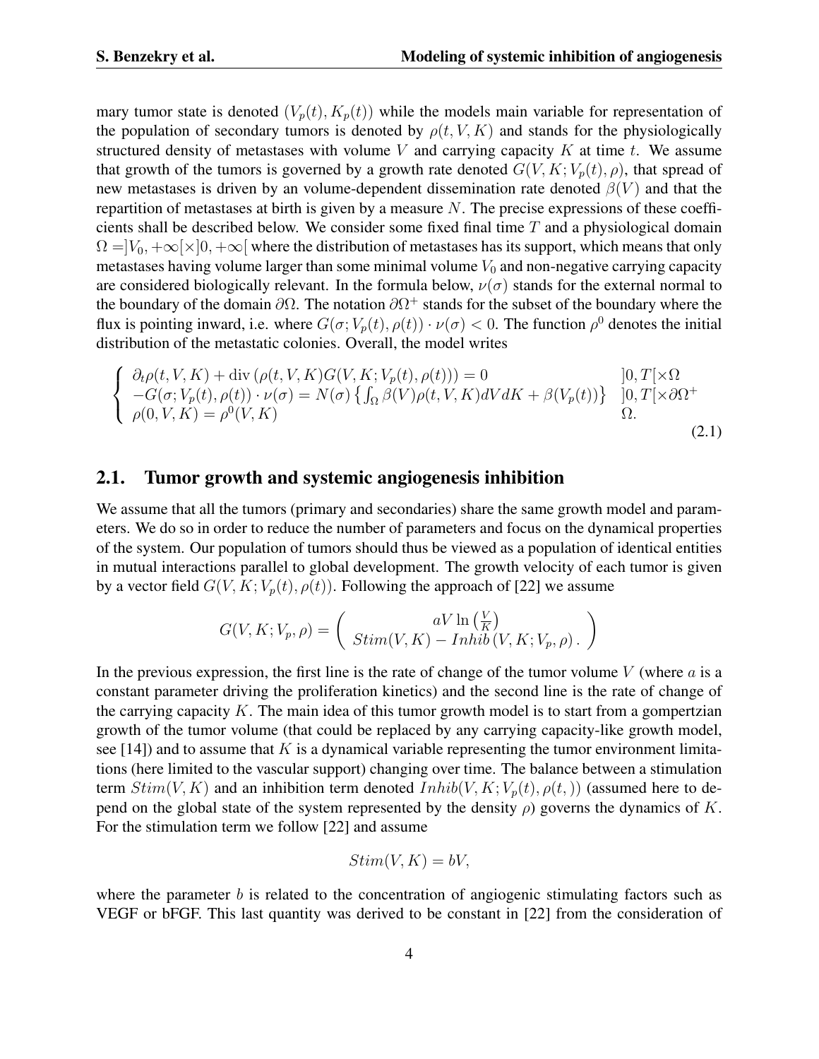mary tumor state is denoted $(V_p(t), K_p(t))$ while the models main variable for representation of the population of secondary tumors is denoted by $\rho(t, V, K)$ and stands for the physiologically structured density of metastases with volume $V$ and carrying capacity $K$ at time $t$. We assume that growth of the tumors is governed by a growth rate denoted $G(V, K; V_p(t), \rho)$, that spread of new metastases is driven by an volume-dependent dissemination rate denoted $\beta(V)$ and that the repartition of metastases at birth is given by a measure $N$. The precise expressions of these coefficients shall be described below. We consider some fixed final time $T$ and a physiological domain $\Omega = ]V_0, +\infty[\times]0, +\infty[$ where the distribution of metastases has its support, which means that only metastases having volume larger than some minimal volume $V_0$ and non-negative carrying capacity are considered biologically relevant. In the formula below, $\nu(\sigma)$ stands for the external normal to the boundary of the domain $\partial\Omega$. The notation $\partial\Omega^+$ stands for the subset of the boundary where the flux is pointing inward, i.e. where $G(\sigma; V_p(t), \rho(t)) \cdot \nu(\sigma) < 0$. The function $\rho^0$ denotes the initial distribution of the metastatic colonies. Overall, the model writes

$$
\begin{cases}
\partial_t \rho(t, V, K) + \operatorname{div}\left(\rho(t, V, K) G(V, K; V_p(t), \rho(t))\right) = 0 & ]0, T[\times\Omega \\
-G(\sigma; V_p(t), \rho(t)) \cdot \nu(\sigma) = N(\sigma)\left\{\int_\Omega \beta(V)\rho(t, V, K)dVdK + \beta(V_p(t))\right\} & ]0, T[\times\partial\Omega^+ \\
\rho(0, V, K) = \rho^0(V, K) & \Omega.
\end{cases}
\tag{2.1}
$$

## 2.1. Tumor growth and systemic angiogenesis inhibition

We assume that all the tumors (primary and secondaries) share the same growth model and parameters. We do so in order to reduce the number of parameters and focus on the dynamical properties of the system. Our population of tumors should thus be viewed as a population of identical entities in mutual interactions parallel to global development. The growth velocity of each tumor is given by a vector field $G(V, K; V_p(t), \rho(t))$. Following the approach of [22] we assume

$$
G(V, K; V_p, \rho) = \begin{pmatrix} aV \ln\left(\frac{V}{K}\right) \\ Stim(V, K) - Inhib\left(V, K; V_p, \rho\right). \end{pmatrix}
$$

In the previous expression, the first line is the rate of change of the tumor volume $V$ (where $a$ is a constant parameter driving the proliferation kinetics) and the second line is the rate of change of the carrying capacity $K$. The main idea of this tumor growth model is to start from a gompertzian growth of the tumor volume (that could be replaced by any carrying capacity-like growth model, see [14]) and to assume that $K$ is a dynamical variable representing the tumor environment limitations (here limited to the vascular support) changing over time. The balance between a stimulation term $Stim(V, K)$ and an inhibition term denoted $Inhib(V, K; V_p(t), \rho(t,))$ (assumed here to depend on the global state of the system represented by the density $\rho$) governs the dynamics of $K$. For the stimulation term we follow [22] and assume

$$
Stim(V, K) = bV,
$$

where the parameter $b$ is related to the concentration of angiogenic stimulating factors such as VEGF or bFGF. This last quantity was derived to be constant in [22] from the consideration of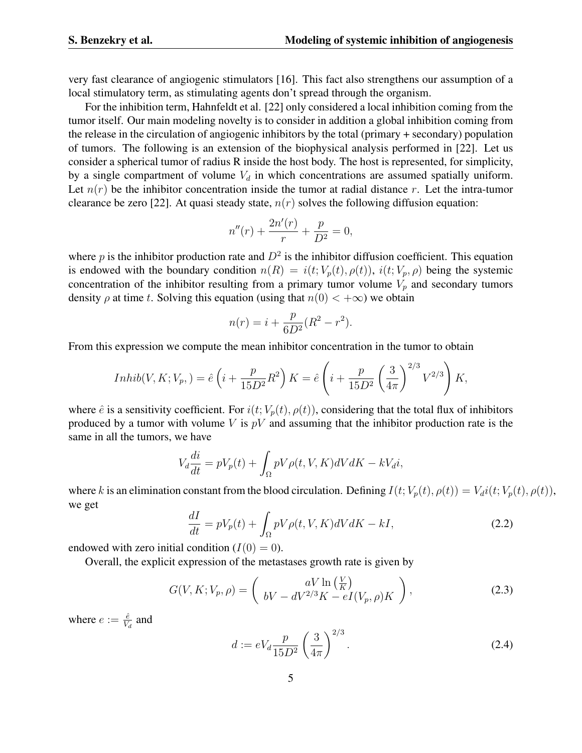very fast clearance of angiogenic stimulators [16]. This fact also strengthens our assumption of a local stimulatory term, as stimulating agents don't spread through the organism.

For the inhibition term, Hahnfeldt et al. [22] only considered a local inhibition coming from the tumor itself. Our main modeling novelty is to consider in addition a global inhibition coming from the release in the circulation of angiogenic inhibitors by the total (primary + secondary) population of tumors. The following is an extension of the biophysical analysis performed in [22]. Let us consider a spherical tumor of radius R inside the host body. The host is represented, for simplicity, by a single compartment of volume $V_d$ in which concentrations are assumed spatially uniform. Let $n(r)$ be the inhibitor concentration inside the tumor at radial distance $r$. Let the intra-tumor clearance be zero [22]. At quasi steady state, $n(r)$ solves the following diffusion equation:

$$n''(r) + \frac{2n'(r)}{r} + \frac{p}{D^2} = 0,$$

where $p$ is the inhibitor production rate and $D^2$ is the inhibitor diffusion coefficient. This equation is endowed with the boundary condition $n(R) = i(t; V_p(t), \rho(t))$, $i(t; V_p, \rho)$ being the systemic concentration of the inhibitor resulting from a primary tumor volume $V_p$ and secondary tumors density $\rho$ at time $t$. Solving this equation (using that $n(0) < +\infty$) we obtain

$$n(r) = i + \frac{p}{6D^2}(R^2 - r^2).$$

From this expression we compute the mean inhibitor concentration in the tumor to obtain

$$Inhib(V, K; V_p,) = \hat{e}\left(i + \frac{p}{15D^2}R^2\right)K = \hat{e}\left(i + \frac{p}{15D^2}\left(\frac{3}{4\pi}\right)^{2/3}V^{2/3}\right)K,$$

where $\hat{e}$ is a sensitivity coefficient. For $i(t; V_p(t), \rho(t))$, considering that the total flux of inhibitors produced by a tumor with volume $V$ is $pV$ and assuming that the inhibitor production rate is the same in all the tumors, we have

$$V_d\frac{di}{dt} = pV_p(t) + \int_\Omega pV\rho(t, V, K)dVdK - kV_d i,$$

where $k$ is an elimination constant from the blood circulation. Defining $I(t; V_p(t), \rho(t)) = V_d i(t; V_p(t), \rho(t))$, we get

$$\frac{dI}{dt} = pV_p(t) + \int_\Omega pV\rho(t, V, K)dVdK - kI, \tag{2.2}$$

endowed with zero initial condition ($I(0) = 0$).

Overall, the explicit expression of the metastases growth rate is given by

$$G(V, K; V_p, \rho) = \begin{pmatrix} aV\ln\left(\frac{V}{K}\right) \\ bV - dV^{2/3}K - eI(V_p, \rho)K \end{pmatrix}, \tag{2.3}$$

where $e := \frac{\hat{e}}{V_d}$ and

$$d := eV_d\frac{p}{15D^2}\left(\frac{3}{4\pi}\right)^{2/3}. \tag{2.4}$$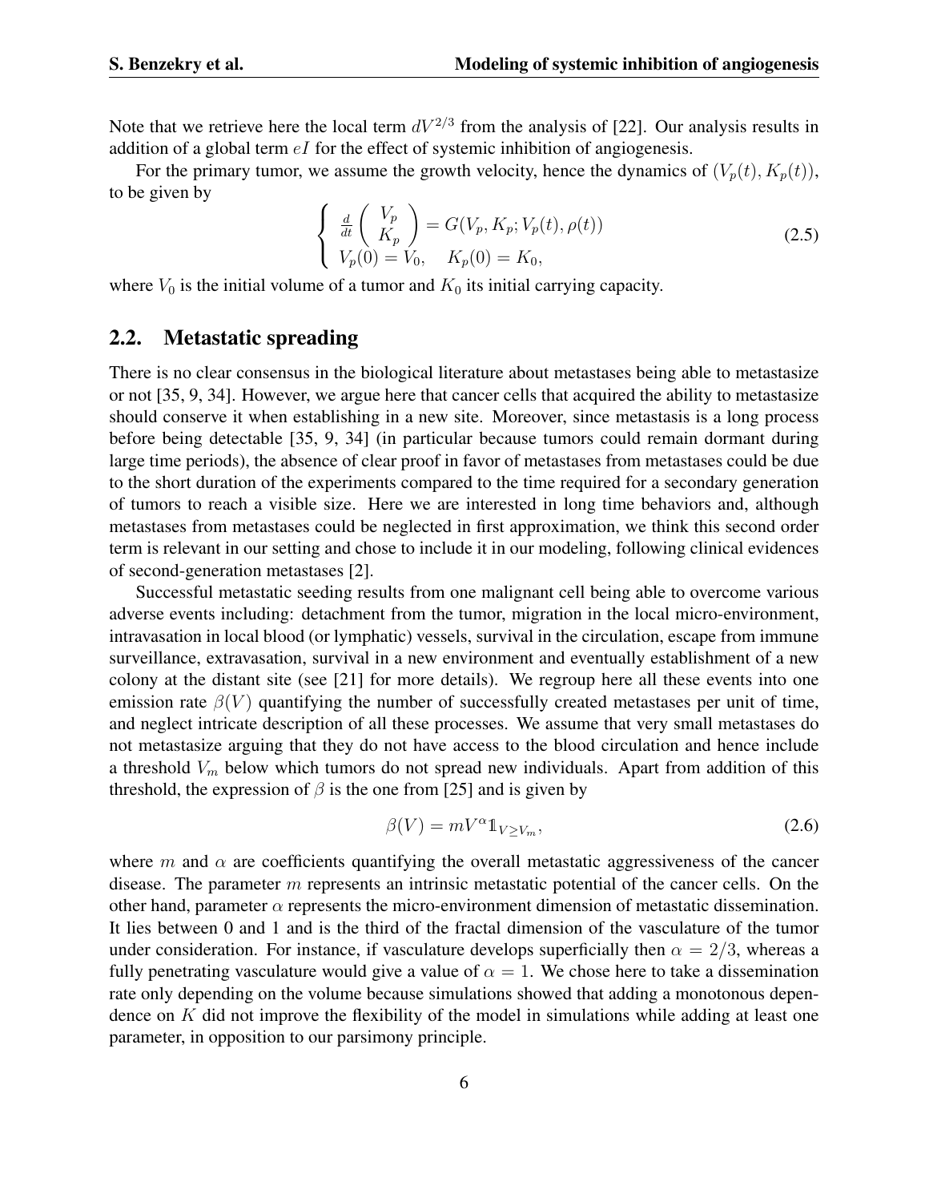Note that we retrieve here the local term $dV^{2/3}$ from the analysis of [22]. Our analysis results in addition of a global term $eI$ for the effect of systemic inhibition of angiogenesis.

For the primary tumor, we assume the growth velocity, hence the dynamics of $(V_p(t), K_p(t))$, to be given by

$$\begin{cases} \frac{d}{dt}\begin{pmatrix} V_p \\ K_p \end{pmatrix} = G(V_p, K_p; V_p(t), \rho(t)) \\ V_p(0) = V_0, \quad K_p(0) = K_0, \end{cases} \tag{2.5}$$

where $V_0$ is the initial volume of a tumor and $K_0$ its initial carrying capacity.

## 2.2. Metastatic spreading

There is no clear consensus in the biological literature about metastases being able to metastasize or not [35, 9, 34]. However, we argue here that cancer cells that acquired the ability to metastasize should conserve it when establishing in a new site. Moreover, since metastasis is a long process before being detectable [35, 9, 34] (in particular because tumors could remain dormant during large time periods), the absence of clear proof in favor of metastases from metastases could be due to the short duration of the experiments compared to the time required for a secondary generation of tumors to reach a visible size. Here we are interested in long time behaviors and, although metastases from metastases could be neglected in first approximation, we think this second order term is relevant in our setting and chose to include it in our modeling, following clinical evidences of second-generation metastases [2].

Successful metastatic seeding results from one malignant cell being able to overcome various adverse events including: detachment from the tumor, migration in the local micro-environment, intravasation in local blood (or lymphatic) vessels, survival in the circulation, escape from immune surveillance, extravasation, survival in a new environment and eventually establishment of a new colony at the distant site (see [21] for more details). We regroup here all these events into one emission rate $\beta(V)$ quantifying the number of successfully created metastases per unit of time, and neglect intricate description of all these processes. We assume that very small metastases do not metastasize arguing that they do not have access to the blood circulation and hence include a threshold $V_m$ below which tumors do not spread new individuals. Apart from addition of this threshold, the expression of $\beta$ is the one from [25] and is given by

$$\beta(V) = mV^{\alpha}\mathbb{1}_{V \geq V_m}, \tag{2.6}$$

where $m$ and $\alpha$ are coefficients quantifying the overall metastatic aggressiveness of the cancer disease. The parameter $m$ represents an intrinsic metastatic potential of the cancer cells. On the other hand, parameter $\alpha$ represents the micro-environment dimension of metastatic dissemination. It lies between 0 and 1 and is the third of the fractal dimension of the vasculature of the tumor under consideration. For instance, if vasculature develops superficially then $\alpha = 2/3$, whereas a fully penetrating vasculature would give a value of $\alpha = 1$. We chose here to take a dissemination rate only depending on the volume because simulations showed that adding a monotonous dependence on $K$ did not improve the flexibility of the model in simulations while adding at least one parameter, in opposition to our parsimony principle.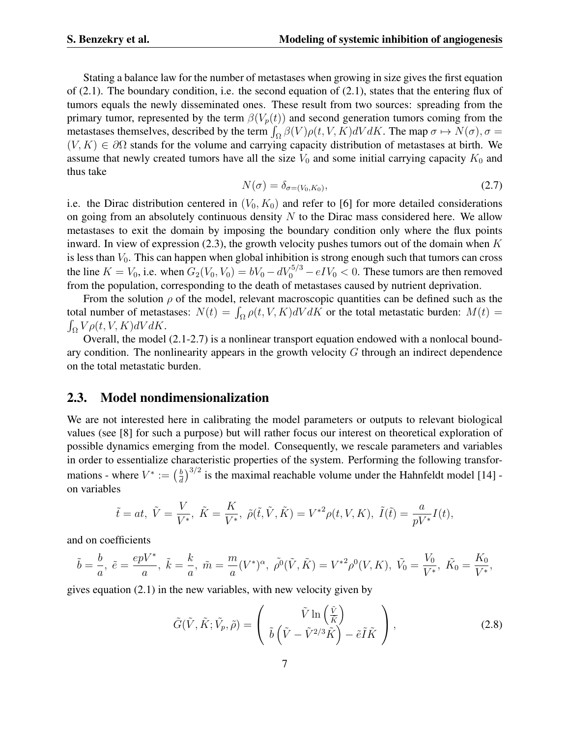Stating a balance law for the number of metastases when growing in size gives the first equation of (2.1). The boundary condition, i.e. the second equation of (2.1), states that the entering flux of tumors equals the newly disseminated ones. These result from two sources: spreading from the primary tumor, represented by the term $\beta(V_p(t))$ and second generation tumors coming from the metastases themselves, described by the term $\int_\Omega \beta(V)\rho(t,V,K)dVdK$. The map $\sigma \mapsto N(\sigma), \sigma = (V,K) \in \partial\Omega$ stands for the volume and carrying capacity distribution of metastases at birth. We assume that newly created tumors have all the size $V_0$ and some initial carrying capacity $K_0$ and thus take

$$N(\sigma) = \delta_{\sigma=(V_0,K_0)}, \tag{2.7}$$

i.e. the Dirac distribution centered in $(V_0, K_0)$ and refer to [6] for more detailed considerations on going from an absolutely continuous density $N$ to the Dirac mass considered here. We allow metastases to exit the domain by imposing the boundary condition only where the flux points inward. In view of expression (2.3), the growth velocity pushes tumors out of the domain when $K$ is less than $V_0$. This can happen when global inhibition is strong enough such that tumors can cross the line $K = V_0$, i.e. when $G_2(V_0, V_0) = bV_0 - dV_0^{5/3} - eIV_0 < 0$. These tumors are then removed from the population, corresponding to the death of metastases caused by nutrient deprivation.

From the solution $\rho$ of the model, relevant macroscopic quantities can be defined such as the total number of metastases: $N(t) = \int_\Omega \rho(t,V,K)dVdK$ or the total metastatic burden: $M(t) = \int_\Omega V\rho(t,V,K)dVdK$.

Overall, the model (2.1-2.7) is a nonlinear transport equation endowed with a nonlocal boundary condition. The nonlinearity appears in the growth velocity $G$ through an indirect dependence on the total metastatic burden.

## 2.3. Model nondimensionalization

We are not interested here in calibrating the model parameters or outputs to relevant biological values (see [8] for such a purpose) but will rather focus our interest on theoretical exploration of possible dynamics emerging from the model. Consequently, we rescale parameters and variables in order to essentialize characteristic properties of the system. Performing the following transformations - where $V^* := \left(\frac{b}{d}\right)^{3/2}$ is the maximal reachable volume under the Hahnfeldt model [14] - on variables

$$\tilde{t} = at,\ \tilde{V} = \frac{V}{V^*},\ \tilde{K} = \frac{K}{V^*},\ \tilde{\rho}(\tilde{t},\tilde{V},\tilde{K}) = {V^*}^2\rho(t,V,K),\ \tilde{I}(\tilde{t}) = \frac{a}{pV^*}I(t),$$

and on coefficients

$$\tilde{b} = \frac{b}{a},\ \tilde{e} = \frac{epV^*}{a},\ \tilde{k} = \frac{k}{a},\ \tilde{m} = \frac{m}{a}(V^*)^\alpha,\ \tilde{\rho^0}(\tilde{V},\tilde{K}) = {V^*}^2\rho^0(V,K),\ \tilde{V_0} = \frac{V_0}{V^*},\ \tilde{K_0} = \frac{K_0}{V^*},$$

gives equation (2.1) in the new variables, with new velocity given by

$$\tilde{G}(\tilde{V},\tilde{K};\tilde{V_p},\tilde{\rho}) = \begin{pmatrix} \tilde{V}\ln\left(\frac{\tilde{V}}{\tilde{K}}\right) \\ \tilde{b}\left(\tilde{V} - \tilde{V}^{2/3}\tilde{K}\right) - \tilde{e}\tilde{I}\tilde{K} \end{pmatrix}, \tag{2.8}$$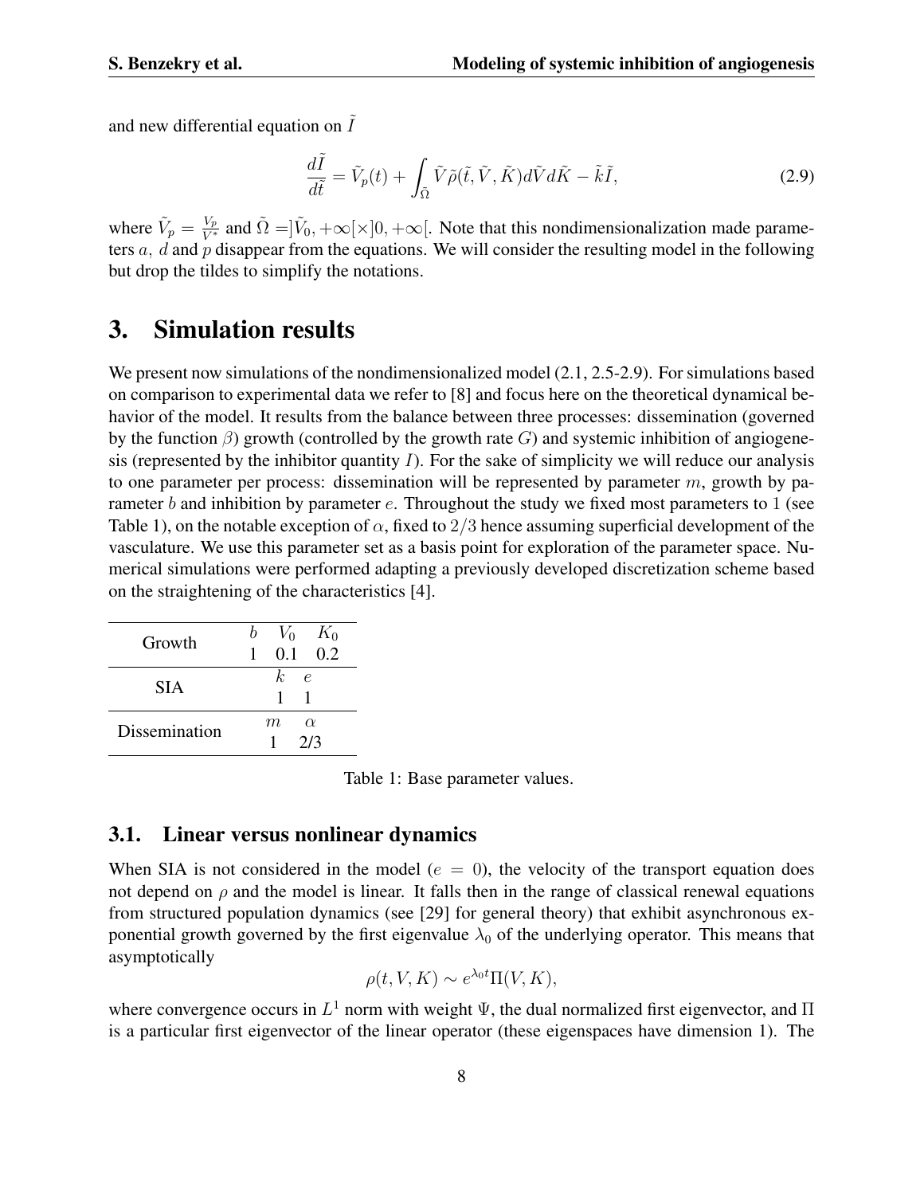and new differential equation on $\tilde{I}$

$$\frac{d\tilde{I}}{d\tilde{t}} = \tilde{V}_p(t) + \int_{\tilde{\Omega}} \tilde{V}\tilde{\rho}(\tilde{t}, \tilde{V}, \tilde{K})d\tilde{V}d\tilde{K} - \tilde{k}\tilde{I}, \tag{2.9}$$

where $\tilde{V}_p = \frac{V_p}{V^*}$ and $\tilde{\Omega} = ]\tilde{V}_0, +\infty[\times]0, +\infty[$. Note that this nondimensionalization made parameters $a$, $d$ and $p$ disappear from the equations. We will consider the resulting model in the following but drop the tildes to simplify the notations.

# 3. Simulation results

We present now simulations of the nondimensionalized model (2.1, 2.5-2.9). For simulations based on comparison to experimental data we refer to [8] and focus here on the theoretical dynamical behavior of the model. It results from the balance between three processes: dissemination (governed by the function $\beta$) growth (controlled by the growth rate $G$) and systemic inhibition of angiogenesis (represented by the inhibitor quantity $I$). For the sake of simplicity we will reduce our analysis to one parameter per process: dissemination will be represented by parameter $m$, growth by parameter $b$ and inhibition by parameter $e$. Throughout the study we fixed most parameters to 1 (see Table 1), on the notable exception of $\alpha$, fixed to $2/3$ hence assuming superficial development of the vasculature. We use this parameter set as a basis point for exploration of the parameter space. Numerical simulations were performed adapting a previously developed discretization scheme based on the straightening of the characteristics [4].

| | | | |
|---|---|---|---|
| Growth | $b$ | $V_0$ | $K_0$ |
| | 1 | 0.1 | 0.2 |
| SIA | $k$ | $e$ | |
| | 1 | 1 | |
| Dissemination | $m$ | $\alpha$ | |
| | 1 | 2/3 | |

Table 1: Base parameter values.

## 3.1. Linear versus nonlinear dynamics

When SIA is not considered in the model ($e = 0$), the velocity of the transport equation does not depend on $\rho$ and the model is linear. It falls then in the range of classical renewal equations from structured population dynamics (see [29] for general theory) that exhibit asynchronous exponential growth governed by the first eigenvalue $\lambda_0$ of the underlying operator. This means that asymptotically

$$\rho(t, V, K) \sim e^{\lambda_0 t}\Pi(V, K),$$

where convergence occurs in $L^1$ norm with weight $\Psi$, the dual normalized first eigenvector, and $\Pi$ is a particular first eigenvector of the linear operator (these eigenspaces have dimension 1). The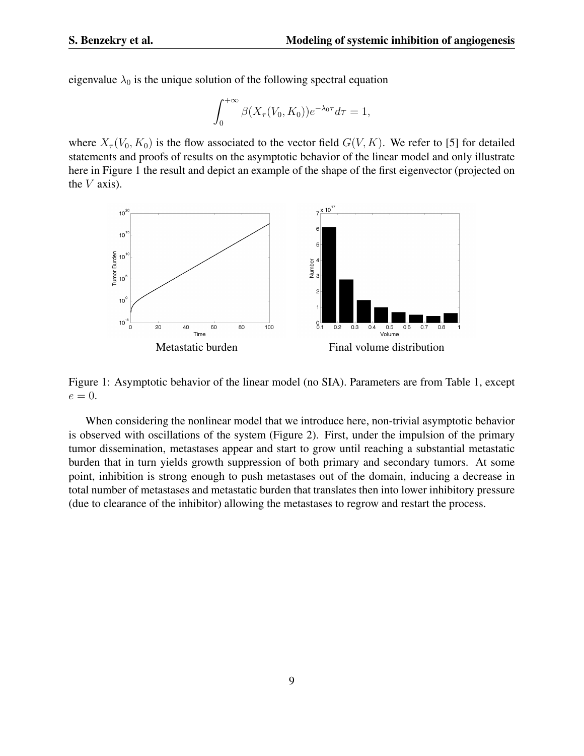eigenvalue $\lambda_0$ is the unique solution of the following spectral equation

$$\int_0^{+\infty} \beta(X_\tau(V_0, K_0)) e^{-\lambda_0 \tau} d\tau = 1,$$

where $X_\tau(V_0, K_0)$ is the flow associated to the vector field $G(V, K)$. We refer to [5] for detailed statements and proofs of results on the asymptotic behavior of the linear model and only illustrate here in Figure 1 the result and depict an example of the shape of the first eigenvector (projected on the $V$ axis).

Metastatic burden

Final volume distribution

Figure 1: Asymptotic behavior of the linear model (no SIA). Parameters are from Table 1, except $e = 0$.

When considering the nonlinear model that we introduce here, non-trivial asymptotic behavior is observed with oscillations of the system (Figure 2). First, under the impulsion of the primary tumor dissemination, metastases appear and start to grow until reaching a substantial metastatic burden that in turn yields growth suppression of both primary and secondary tumors. At some point, inhibition is strong enough to push metastases out of the domain, inducing a decrease in total number of metastases and metastatic burden that translates then into lower inhibitory pressure (due to clearance of the inhibitor) allowing the metastases to regrow and restart the process.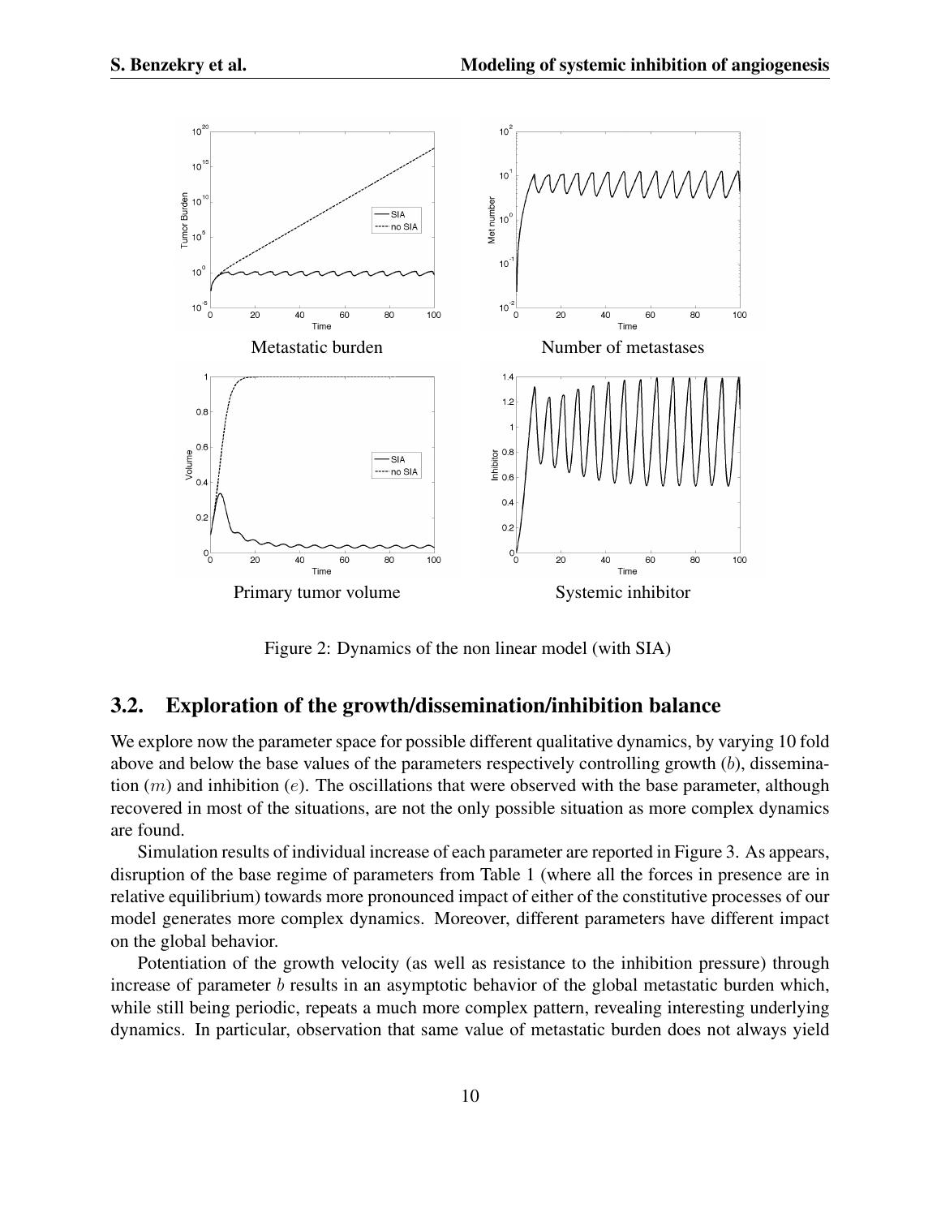Metastatic burden

Number of metastases

Primary tumor volume

Systemic inhibitor

Figure 2: Dynamics of the non linear model (with SIA)

## 3.2. Exploration of the growth/dissemination/inhibition balance

We explore now the parameter space for possible different qualitative dynamics, by varying 10 fold above and below the base values of the parameters respectively controlling growth ($b$), dissemination ($m$) and inhibition ($e$). The oscillations that were observed with the base parameter, although recovered in most of the situations, are not the only possible situation as more complex dynamics are found.

Simulation results of individual increase of each parameter are reported in Figure 3. As appears, disruption of the base regime of parameters from Table 1 (where all the forces in presence are in relative equilibrium) towards more pronounced impact of either of the constitutive processes of our model generates more complex dynamics. Moreover, different parameters have different impact on the global behavior.

Potentiation of the growth velocity (as well as resistance to the inhibition pressure) through increase of parameter $b$ results in an asymptotic behavior of the global metastatic burden which, while still being periodic, repeats a much more complex pattern, revealing interesting underlying dynamics. In particular, observation that same value of metastatic burden does not always yield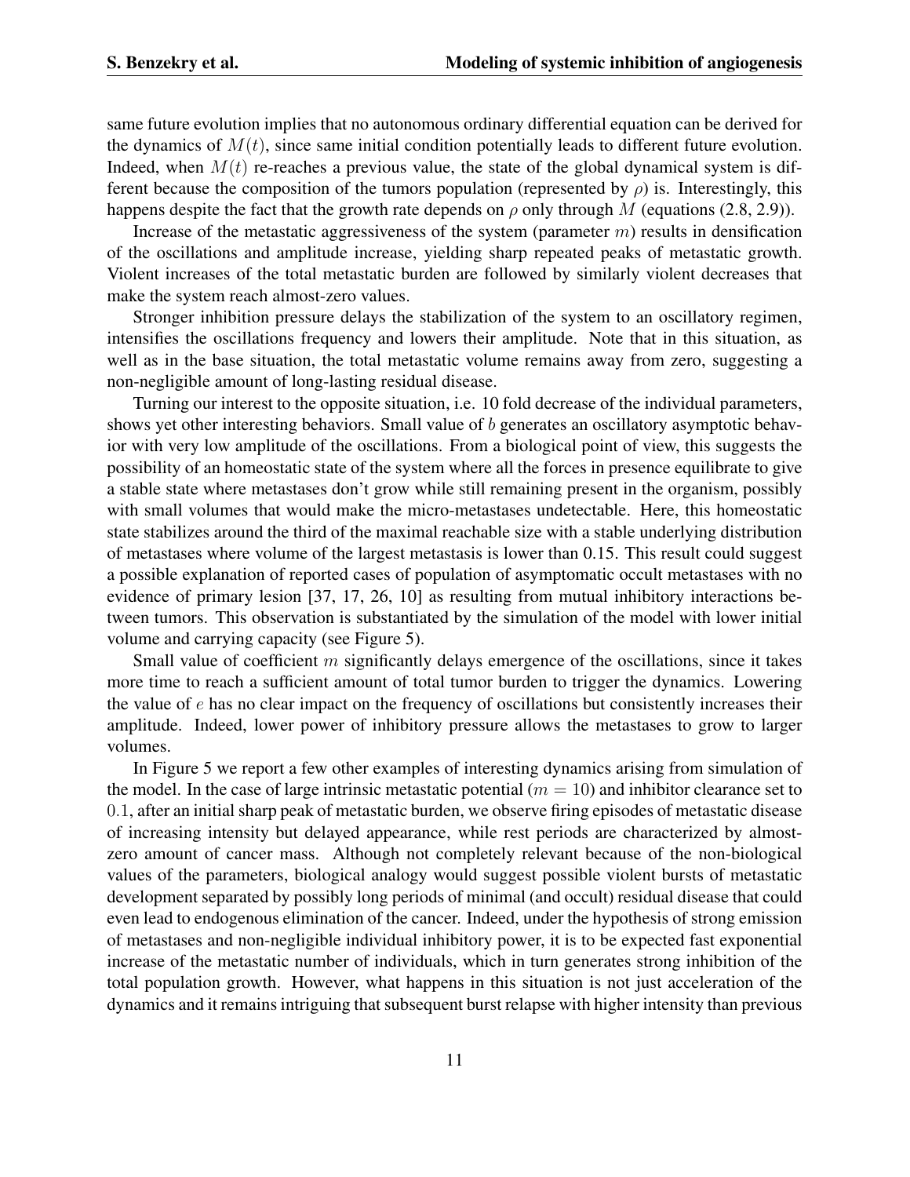same future evolution implies that no autonomous ordinary differential equation can be derived for the dynamics of $M(t)$, since same initial condition potentially leads to different future evolution. Indeed, when $M(t)$ re-reaches a previous value, the state of the global dynamical system is different because the composition of the tumors population (represented by $\rho$) is. Interestingly, this happens despite the fact that the growth rate depends on $\rho$ only through $M$ (equations (2.8, 2.9)).

Increase of the metastatic aggressiveness of the system (parameter $m$) results in densification of the oscillations and amplitude increase, yielding sharp repeated peaks of metastatic growth. Violent increases of the total metastatic burden are followed by similarly violent decreases that make the system reach almost-zero values.

Stronger inhibition pressure delays the stabilization of the system to an oscillatory regimen, intensifies the oscillations frequency and lowers their amplitude. Note that in this situation, as well as in the base situation, the total metastatic volume remains away from zero, suggesting a non-negligible amount of long-lasting residual disease.

Turning our interest to the opposite situation, i.e. 10 fold decrease of the individual parameters, shows yet other interesting behaviors. Small value of $b$ generates an oscillatory asymptotic behavior with very low amplitude of the oscillations. From a biological point of view, this suggests the possibility of an homeostatic state of the system where all the forces in presence equilibrate to give a stable state where metastases don't grow while still remaining present in the organism, possibly with small volumes that would make the micro-metastases undetectable. Here, this homeostatic state stabilizes around the third of the maximal reachable size with a stable underlying distribution of metastases where volume of the largest metastasis is lower than 0.15. This result could suggest a possible explanation of reported cases of population of asymptomatic occult metastases with no evidence of primary lesion [37, 17, 26, 10] as resulting from mutual inhibitory interactions between tumors. This observation is substantiated by the simulation of the model with lower initial volume and carrying capacity (see Figure 5).

Small value of coefficient $m$ significantly delays emergence of the oscillations, since it takes more time to reach a sufficient amount of total tumor burden to trigger the dynamics. Lowering the value of $e$ has no clear impact on the frequency of oscillations but consistently increases their amplitude. Indeed, lower power of inhibitory pressure allows the metastases to grow to larger volumes.

In Figure 5 we report a few other examples of interesting dynamics arising from simulation of the model. In the case of large intrinsic metastatic potential ($m = 10$) and inhibitor clearance set to $0.1$, after an initial sharp peak of metastatic burden, we observe firing episodes of metastatic disease of increasing intensity but delayed appearance, while rest periods are characterized by almost-zero amount of cancer mass. Although not completely relevant because of the non-biological values of the parameters, biological analogy would suggest possible violent bursts of metastatic development separated by possibly long periods of minimal (and occult) residual disease that could even lead to endogenous elimination of the cancer. Indeed, under the hypothesis of strong emission of metastases and non-negligible individual inhibitory power, it is to be expected fast exponential increase of the metastatic number of individuals, which in turn generates strong inhibition of the total population growth. However, what happens in this situation is not just acceleration of the dynamics and it remains intriguing that subsequent burst relapse with higher intensity than previous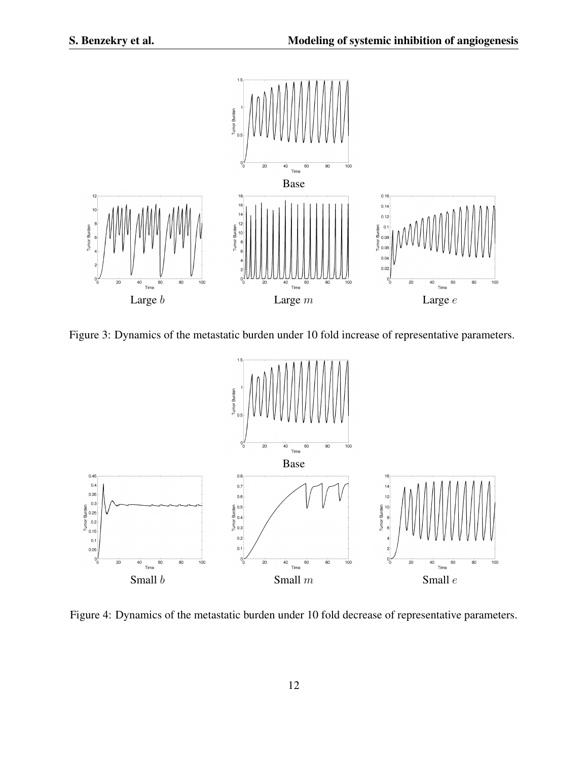Base

Large $b$

Large $m$

Large $e$

Figure 3: Dynamics of the metastatic burden under 10 fold increase of representative parameters.

Base

Small $b$

Small $m$

Small $e$

Figure 4: Dynamics of the metastatic burden under 10 fold decrease of representative parameters.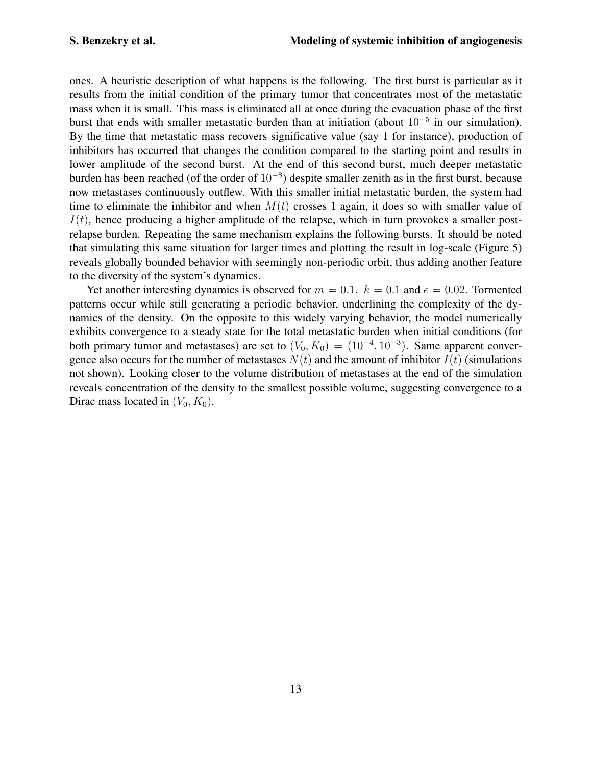ones. A heuristic description of what happens is the following. The first burst is particular as it results from the initial condition of the primary tumor that concentrates most of the metastatic mass when it is small. This mass is eliminated all at once during the evacuation phase of the first burst that ends with smaller metastatic burden than at initiation (about $10^{-5}$ in our simulation). By the time that metastatic mass recovers significative value (say $1$ for instance), production of inhibitors has occurred that changes the condition compared to the starting point and results in lower amplitude of the second burst. At the end of this second burst, much deeper metastatic burden has been reached (of the order of $10^{-8}$) despite smaller zenith as in the first burst, because now metastases continuously outflew. With this smaller initial metastatic burden, the system had time to eliminate the inhibitor and when $M(t)$ crosses $1$ again, it does so with smaller value of $I(t)$, hence producing a higher amplitude of the relapse, which in turn provokes a smaller post-relapse burden. Repeating the same mechanism explains the following bursts. It should be noted that simulating this same situation for larger times and plotting the result in log-scale (Figure 5) reveals globally bounded behavior with seemingly non-periodic orbit, thus adding another feature to the diversity of the system's dynamics.

Yet another interesting dynamics is observed for $m = 0.1,\ k = 0.1$ and $e = 0.02$. Tormented patterns occur while still generating a periodic behavior, underlining the complexity of the dynamics of the density. On the opposite to this widely varying behavior, the model numerically exhibits convergence to a steady state for the total metastatic burden when initial conditions (for both primary tumor and metastases) are set to $(V_0, K_0) = (10^{-4}, 10^{-3})$. Same apparent convergence also occurs for the number of metastases $N(t)$ and the amount of inhibitor $I(t)$ (simulations not shown). Looking closer to the volume distribution of metastases at the end of the simulation reveals concentration of the density to the smallest possible volume, suggesting convergence to a Dirac mass located in $(V_0, K_0)$.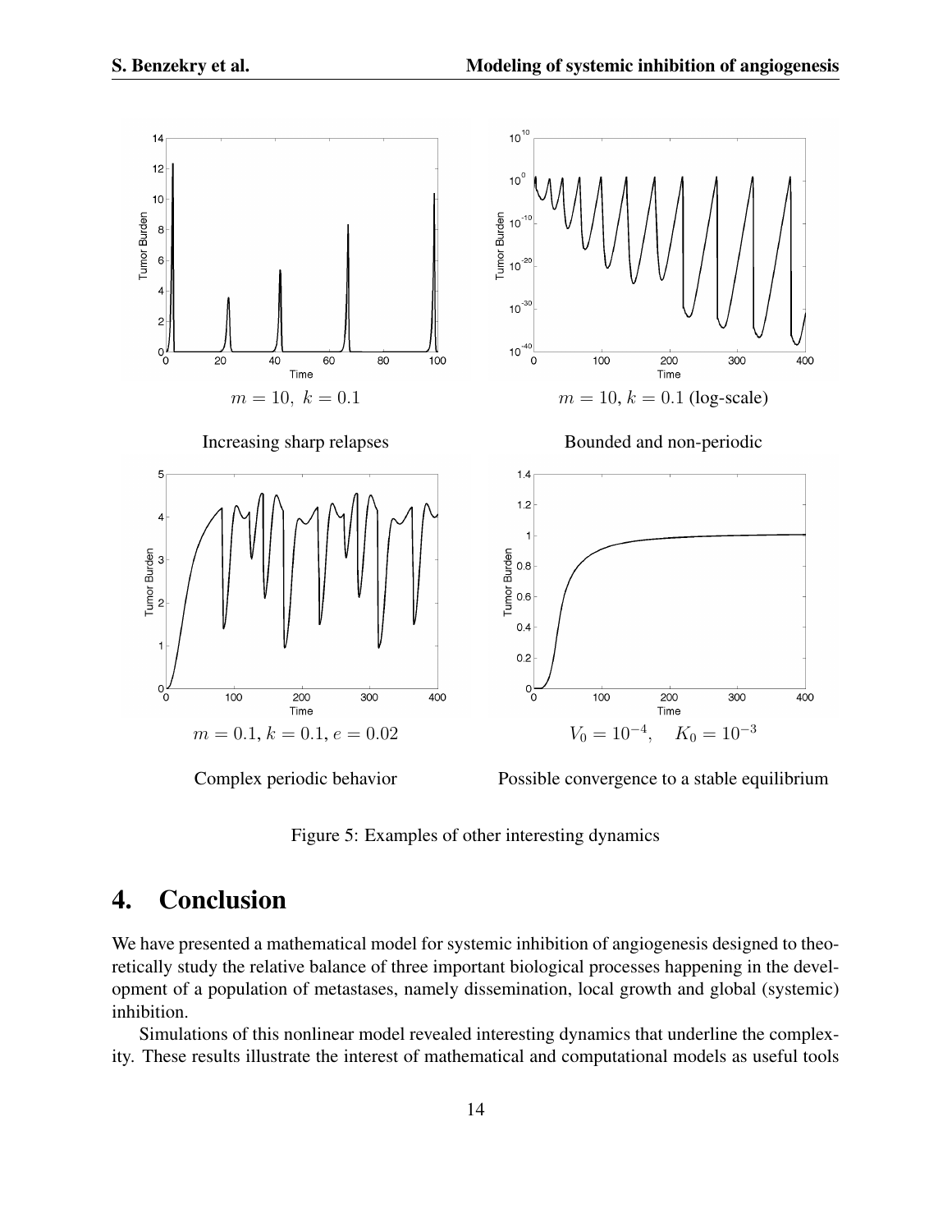$m = 10,\ k = 0.1$

$m = 10, k = 0.1$ (log-scale)

Increasing sharp relapses

Bounded and non-periodic

$m = 0.1, k = 0.1, e = 0.02$

$V_0 = 10^{-4}, \quad K_0 = 10^{-3}$

Complex periodic behavior

Possible convergence to a stable equilibrium

Figure 5: Examples of other interesting dynamics

# 4. Conclusion

We have presented a mathematical model for systemic inhibition of angiogenesis designed to theoretically study the relative balance of three important biological processes happening in the development of a population of metastases, namely dissemination, local growth and global (systemic) inhibition.

Simulations of this nonlinear model revealed interesting dynamics that underline the complexity. These results illustrate the interest of mathematical and computational models as useful tools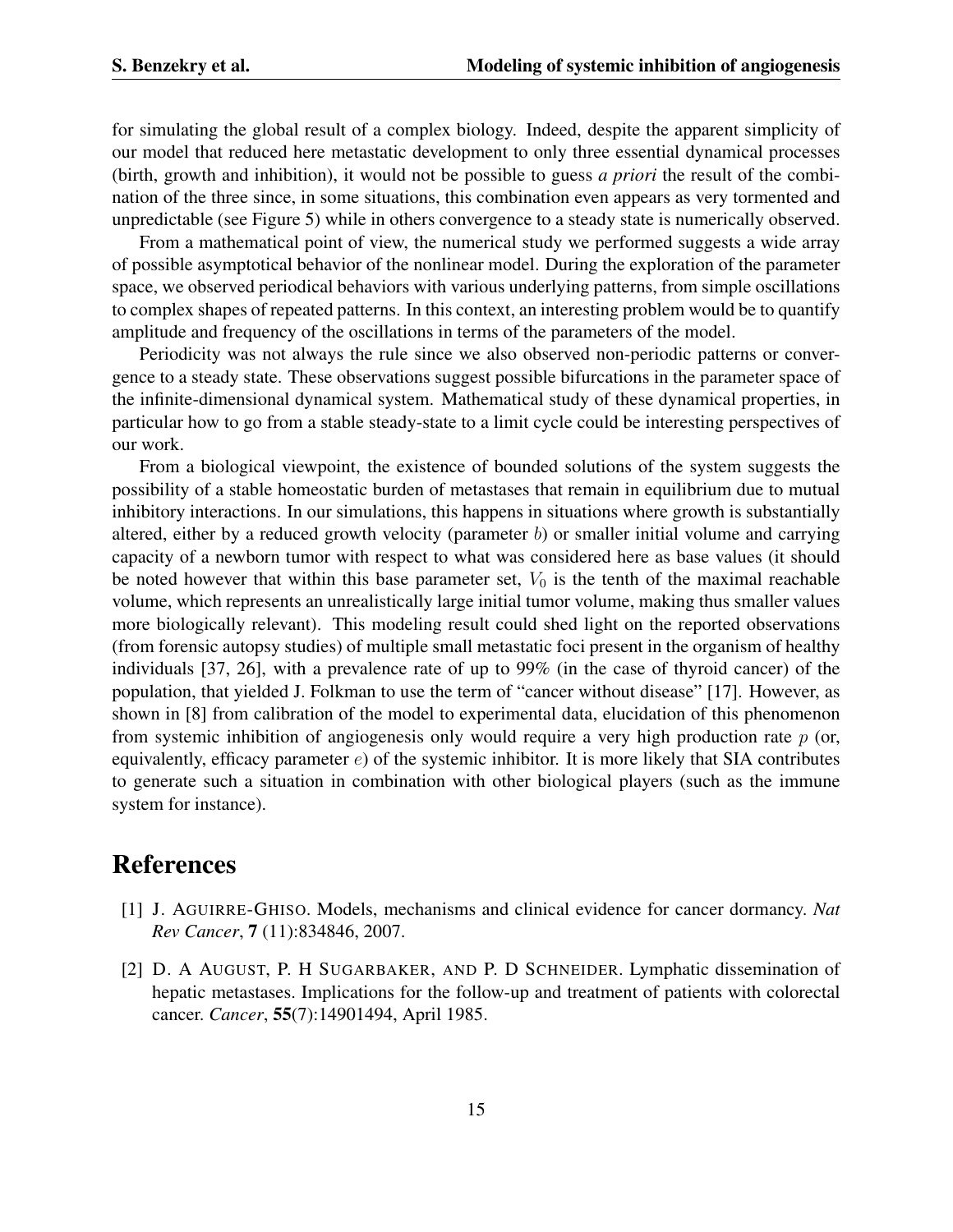for simulating the global result of a complex biology. Indeed, despite the apparent simplicity of our model that reduced here metastatic development to only three essential dynamical processes (birth, growth and inhibition), it would not be possible to guess *a priori* the result of the combination of the three since, in some situations, this combination even appears as very tormented and unpredictable (see Figure 5) while in others convergence to a steady state is numerically observed.

From a mathematical point of view, the numerical study we performed suggests a wide array of possible asymptotical behavior of the nonlinear model. During the exploration of the parameter space, we observed periodical behaviors with various underlying patterns, from simple oscillations to complex shapes of repeated patterns. In this context, an interesting problem would be to quantify amplitude and frequency of the oscillations in terms of the parameters of the model.

Periodicity was not always the rule since we also observed non-periodic patterns or convergence to a steady state. These observations suggest possible bifurcations in the parameter space of the infinite-dimensional dynamical system. Mathematical study of these dynamical properties, in particular how to go from a stable steady-state to a limit cycle could be interesting perspectives of our work.

From a biological viewpoint, the existence of bounded solutions of the system suggests the possibility of a stable homeostatic burden of metastases that remain in equilibrium due to mutual inhibitory interactions. In our simulations, this happens in situations where growth is substantially altered, either by a reduced growth velocity (parameter $b$) or smaller initial volume and carrying capacity of a newborn tumor with respect to what was considered here as base values (it should be noted however that within this base parameter set, $V_0$ is the tenth of the maximal reachable volume, which represents an unrealistically large initial tumor volume, making thus smaller values more biologically relevant). This modeling result could shed light on the reported observations (from forensic autopsy studies) of multiple small metastatic foci present in the organism of healthy individuals [37, 26], with a prevalence rate of up to 99% (in the case of thyroid cancer) of the population, that yielded J. Folkman to use the term of "cancer without disease" [17]. However, as shown in [8] from calibration of the model to experimental data, elucidation of this phenomenon from systemic inhibition of angiogenesis only would require a very high production rate $p$ (or, equivalently, efficacy parameter $e$) of the systemic inhibitor. It is more likely that SIA contributes to generate such a situation in combination with other biological players (such as the immune system for instance).

# References

[1] J. Aguirre-Ghiso. Models, mechanisms and clinical evidence for cancer dormancy. *Nat Rev Cancer*, **7** (11):834846, 2007.

[2] D. A August, P. H Sugarbaker, and P. D Schneider. Lymphatic dissemination of hepatic metastases. Implications for the follow-up and treatment of patients with colorectal cancer. *Cancer*, **55**(7):14901494, April 1985.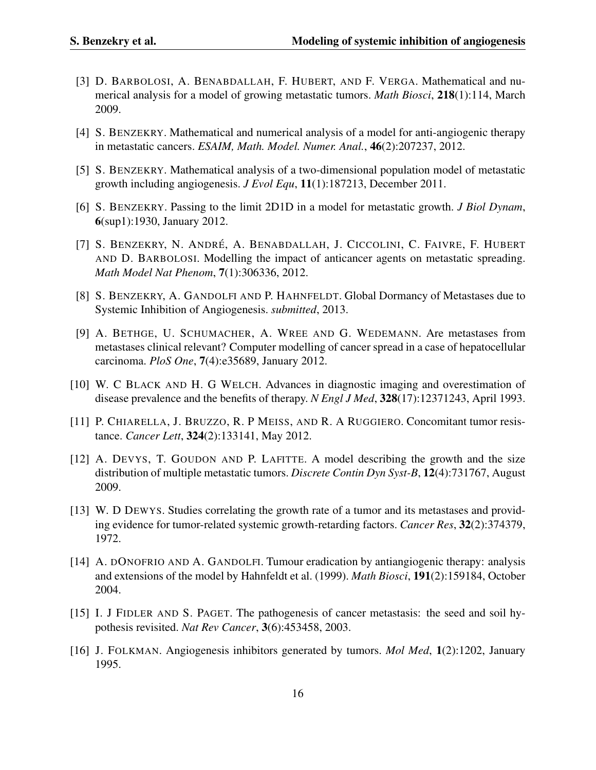[3] D. Barbolosi, A. Benabdallah, F. Hubert, and F. Verga. Mathematical and numerical analysis for a model of growing metastatic tumors. *Math Biosci*, **218**(1):114, March 2009.

[4] S. Benzekry. Mathematical and numerical analysis of a model for anti-angiogenic therapy in metastatic cancers. *ESAIM, Math. Model. Numer. Anal.*, **46**(2):207237, 2012.

[5] S. Benzekry. Mathematical analysis of a two-dimensional population model of metastatic growth including angiogenesis. *J Evol Equ*, **11**(1):187213, December 2011.

[6] S. Benzekry. Passing to the limit 2D1D in a model for metastatic growth. *J Biol Dynam*, **6**(sup1):1930, January 2012.

[7] S. Benzekry, N. André, A. Benabdallah, J. Ciccolini, C. Faivre, F. Hubert and D. Barbolosi. Modelling the impact of anticancer agents on metastatic spreading. *Math Model Nat Phenom*, **7**(1):306336, 2012.

[8] S. Benzekry, A. Gandolfi and P. Hahnfeldt. Global Dormancy of Metastases due to Systemic Inhibition of Angiogenesis. *submitted*, 2013.

[9] A. Bethge, U. Schumacher, A. Wree and G. Wedemann. Are metastases from metastases clinical relevant? Computer modelling of cancer spread in a case of hepatocellular carcinoma. *PloS One*, **7**(4):e35689, January 2012.

[10] W. C Black and H. G Welch. Advances in diagnostic imaging and overestimation of disease prevalence and the benefits of therapy. *N Engl J Med*, **328**(17):12371243, April 1993.

[11] P. Chiarella, J. Bruzzo, R. P Meiss, and R. A Ruggiero. Concomitant tumor resistance. *Cancer Lett*, **324**(2):133141, May 2012.

[12] A. Devys, T. Goudon and P. Lafitte. A model describing the growth and the size distribution of multiple metastatic tumors. *Discrete Contin Dyn Syst-B*, **12**(4):731767, August 2009.

[13] W. D Dewys. Studies correlating the growth rate of a tumor and its metastases and providing evidence for tumor-related systemic growth-retarding factors. *Cancer Res*, **32**(2):374379, 1972.

[14] A. dOnofrio and A. Gandolfi. Tumour eradication by antiangiogenic therapy: analysis and extensions of the model by Hahnfeldt et al. (1999). *Math Biosci*, **191**(2):159184, October 2004.

[15] I. J Fidler and S. Paget. The pathogenesis of cancer metastasis: the seed and soil hypothesis revisited. *Nat Rev Cancer*, **3**(6):453458, 2003.

[16] J. Folkman. Angiogenesis inhibitors generated by tumors. *Mol Med*, **1**(2):1202, January 1995.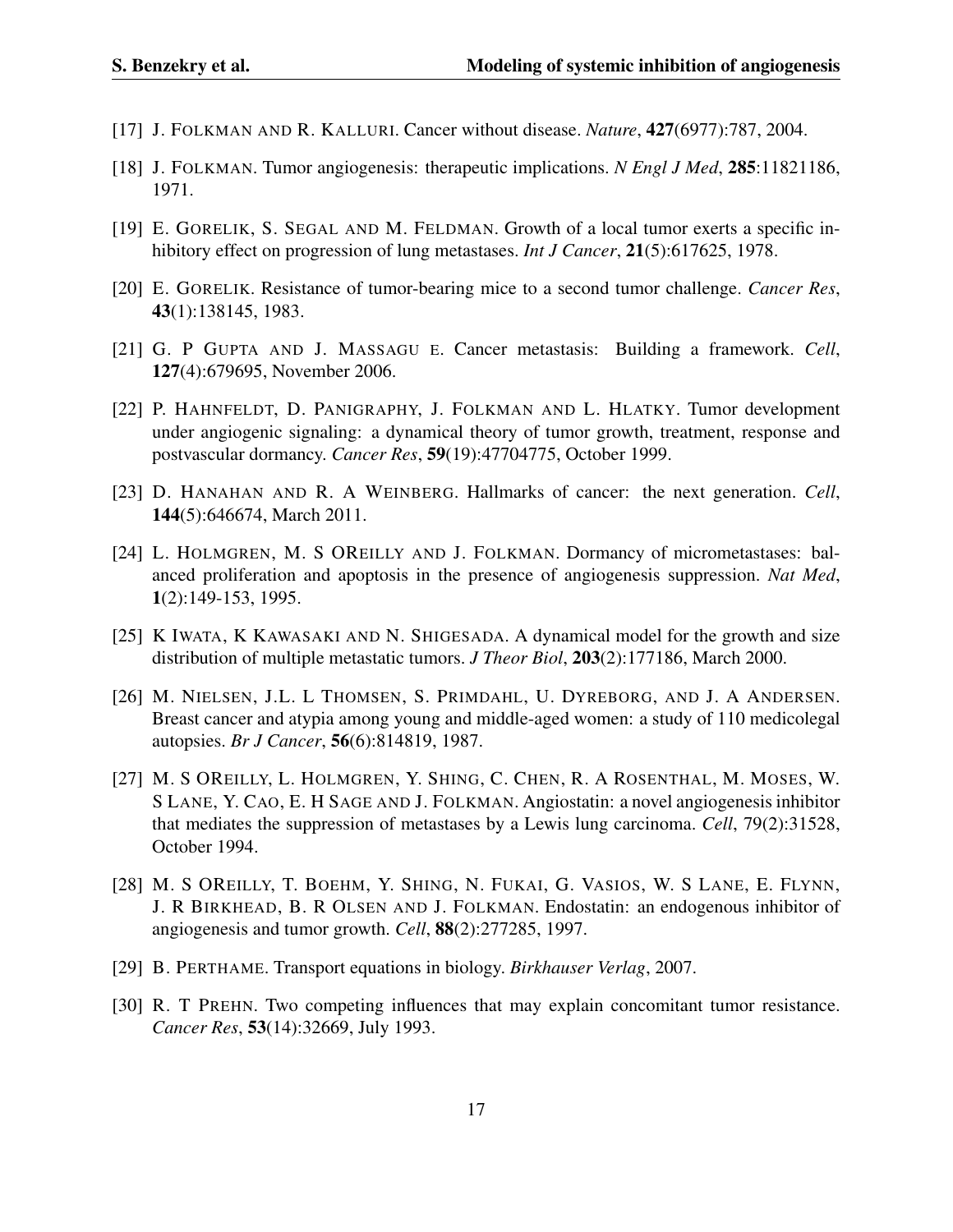[17] J. FOLKMAN AND R. KALLURI. Cancer without disease. *Nature*, **427**(6977):787, 2004.

[18] J. FOLKMAN. Tumor angiogenesis: therapeutic implications. *N Engl J Med*, **285**:11821186, 1971.

[19] E. GORELIK, S. SEGAL AND M. FELDMAN. Growth of a local tumor exerts a specific inhibitory effect on progression of lung metastases. *Int J Cancer*, **21**(5):617625, 1978.

[20] E. GORELIK. Resistance of tumor-bearing mice to a second tumor challenge. *Cancer Res*, **43**(1):138145, 1983.

[21] G. P GUPTA AND J. MASSAGU E. Cancer metastasis: Building a framework. *Cell*, **127**(4):679695, November 2006.

[22] P. HAHNFELDT, D. PANIGRAPHY, J. FOLKMAN AND L. HLATKY. Tumor development under angiogenic signaling: a dynamical theory of tumor growth, treatment, response and postvascular dormancy. *Cancer Res*, **59**(19):47704775, October 1999.

[23] D. HANAHAN AND R. A WEINBERG. Hallmarks of cancer: the next generation. *Cell*, **144**(5):646674, March 2011.

[24] L. HOLMGREN, M. S OREILLY AND J. FOLKMAN. Dormancy of micrometastases: balanced proliferation and apoptosis in the presence of angiogenesis suppression. *Nat Med*, **1**(2):149-153, 1995.

[25] K IWATA, K KAWASAKI AND N. SHIGESADA. A dynamical model for the growth and size distribution of multiple metastatic tumors. *J Theor Biol*, **203**(2):177186, March 2000.

[26] M. NIELSEN, J.L. L THOMSEN, S. PRIMDAHL, U. DYREBORG, AND J. A ANDERSEN. Breast cancer and atypia among young and middle-aged women: a study of 110 medicolegal autopsies. *Br J Cancer*, **56**(6):814819, 1987.

[27] M. S OREILLY, L. HOLMGREN, Y. SHING, C. CHEN, R. A ROSENTHAL, M. MOSES, W. S LANE, Y. CAO, E. H SAGE AND J. FOLKMAN. Angiostatin: a novel angiogenesis inhibitor that mediates the suppression of metastases by a Lewis lung carcinoma. *Cell*, 79(2):31528, October 1994.

[28] M. S OREILLY, T. BOEHM, Y. SHING, N. FUKAI, G. VASIOS, W. S LANE, E. FLYNN, J. R BIRKHEAD, B. R OLSEN AND J. FOLKMAN. Endostatin: an endogenous inhibitor of angiogenesis and tumor growth. *Cell*, **88**(2):277285, 1997.

[29] B. PERTHAME. Transport equations in biology. *Birkhauser Verlag*, 2007.

[30] R. T PREHN. Two competing influences that may explain concomitant tumor resistance. *Cancer Res*, **53**(14):32669, July 1993.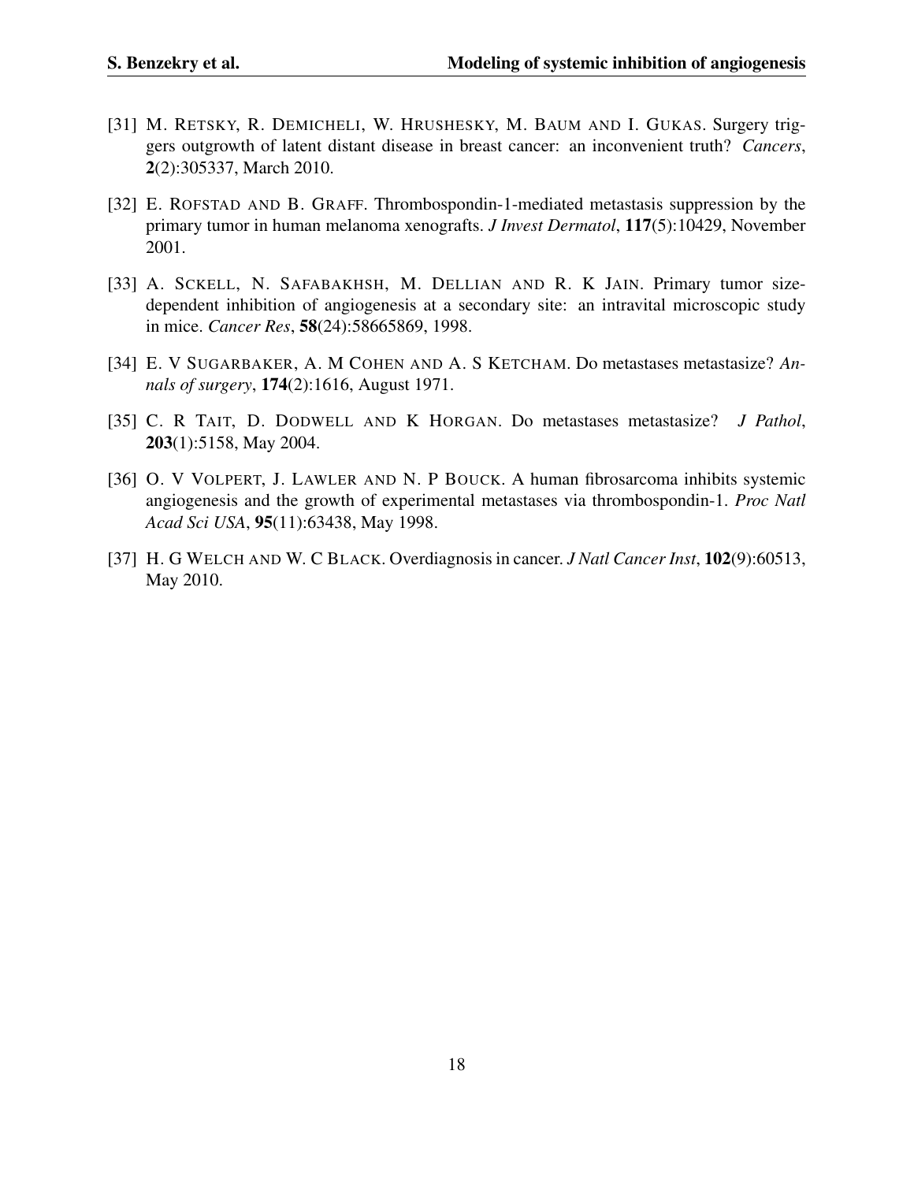[31] M. RETSKY, R. DEMICHELI, W. HRUSHESKY, M. BAUM AND I. GUKAS. Surgery triggers outgrowth of latent distant disease in breast cancer: an inconvenient truth? *Cancers*, **2**(2):305337, March 2010.

[32] E. ROFSTAD AND B. GRAFF. Thrombospondin-1-mediated metastasis suppression by the primary tumor in human melanoma xenografts. *J Invest Dermatol*, **117**(5):10429, November 2001.

[33] A. SCKELL, N. SAFABAKHSH, M. DELLIAN AND R. K JAIN. Primary tumor size-dependent inhibition of angiogenesis at a secondary site: an intravital microscopic study in mice. *Cancer Res*, **58**(24):58665869, 1998.

[34] E. V SUGARBAKER, A. M COHEN AND A. S KETCHAM. Do metastases metastasize? *Annals of surgery*, **174**(2):1616, August 1971.

[35] C. R TAIT, D. DODWELL AND K HORGAN. Do metastases metastasize? *J Pathol*, **203**(1):5158, May 2004.

[36] O. V VOLPERT, J. LAWLER AND N. P BOUCK. A human fibrosarcoma inhibits systemic angiogenesis and the growth of experimental metastases via thrombospondin-1. *Proc Natl Acad Sci USA*, **95**(11):63438, May 1998.

[37] H. G WELCH AND W. C BLACK. Overdiagnosis in cancer. *J Natl Cancer Inst*, **102**(9):60513, May 2010.